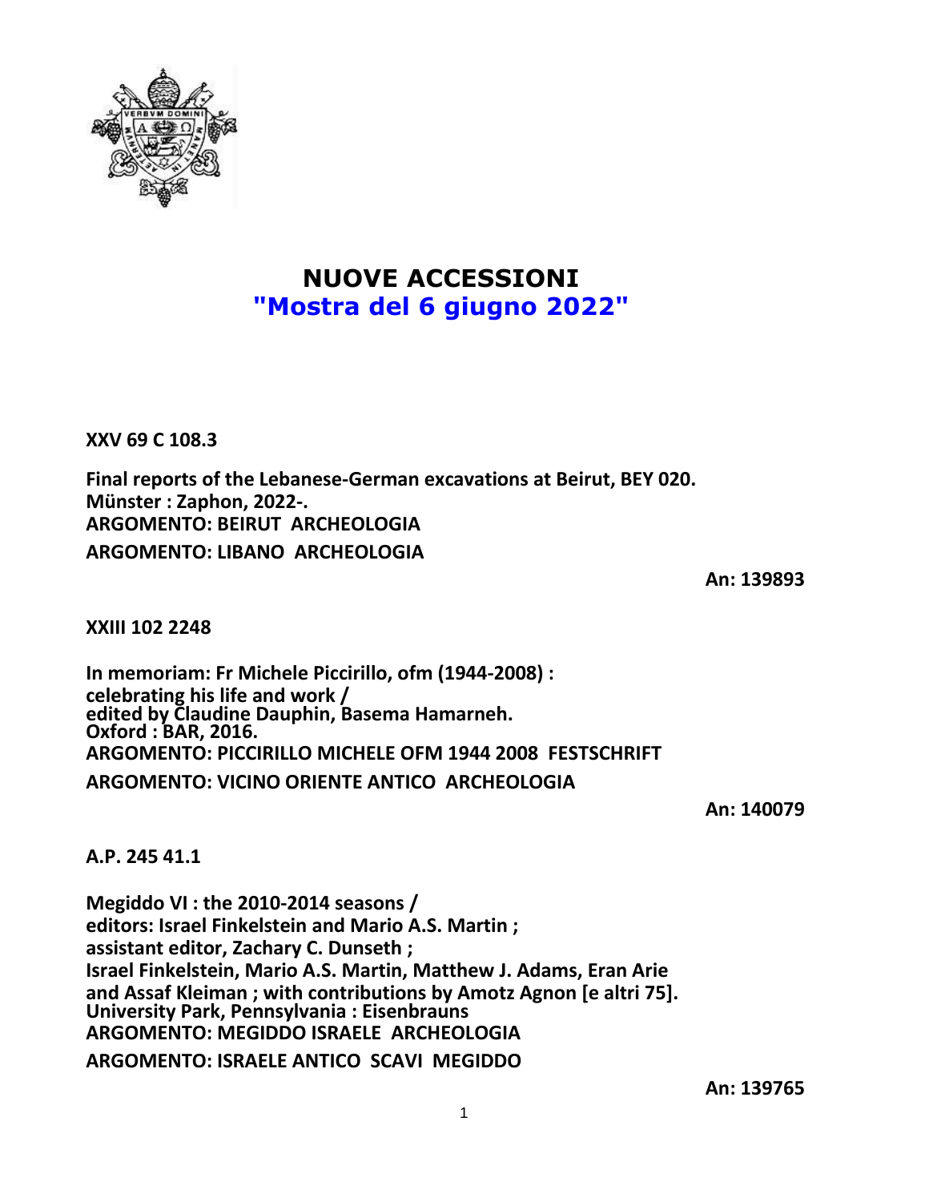# NUOVE ACCESSIONI
## "Mostra del 6 giugno 2022"

**XXV 69 C 108.3**

**Final reports of the Lebanese-German excavations at Beirut, BEY 020.**
**Münster : Zaphon, 2022-.**
**ARGOMENTO: BEIRUT ARCHEOLOGIA**
**ARGOMENTO: LIBANO ARCHEOLOGIA**

**An: 139893**

**XXIII 102 2248**

**In memoriam: Fr Michele Piccirillo, ofm (1944-2008) :**
**celebrating his life and work /**
**edited by Claudine Dauphin, Basema Hamarneh.**
**Oxford : BAR, 2016.**
**ARGOMENTO: PICCIRILLO MICHELE OFM 1944 2008 FESTSCHRIFT**
**ARGOMENTO: VICINO ORIENTE ANTICO ARCHEOLOGIA**

**An: 140079**

**A.P. 245 41.1**

**Megiddo VI : the 2010-2014 seasons /**
**editors: Israel Finkelstein and Mario A.S. Martin ;**
**assistant editor, Zachary C. Dunseth ;**
**Israel Finkelstein, Mario A.S. Martin, Matthew J. Adams, Eran Arie and Assaf Kleiman ; with contributions by Amotz Agnon [e altri 75].**
**University Park, Pennsylvania : Eisenbrauns**
**ARGOMENTO: MEGIDDO ISRAELE ARCHEOLOGIA**
**ARGOMENTO: ISRAELE ANTICO SCAVI MEGIDDO**

**An: 139765**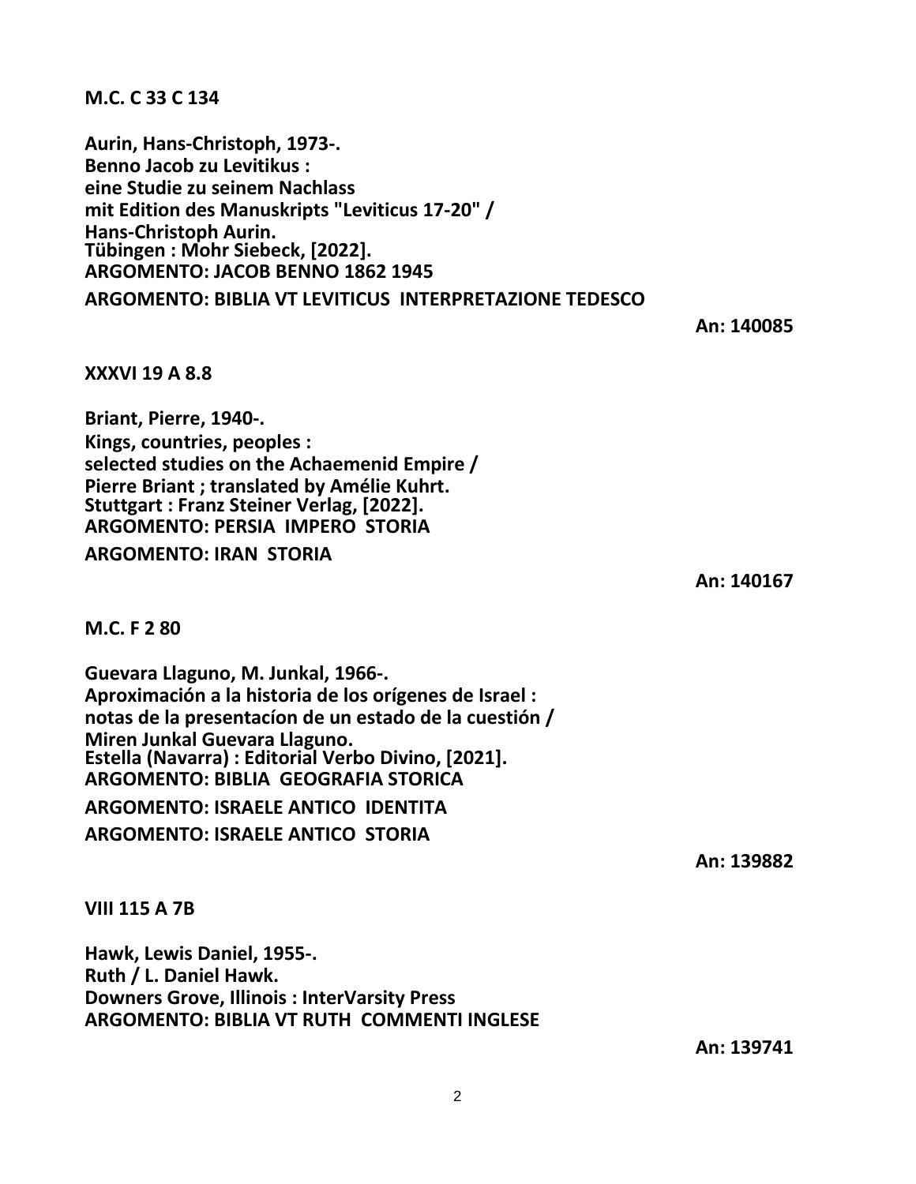**M.C. C 33 C 134**

**Aurin, Hans-Christoph, 1973-.**
**Benno Jacob zu Levitikus :**
**eine Studie zu seinem Nachlass**
**mit Edition des Manuskripts "Leviticus 17-20" /**
**Hans-Christoph Aurin.**
**Tübingen : Mohr Siebeck, [2022].**
**ARGOMENTO: JACOB BENNO 1862 1945**
**ARGOMENTO: BIBLIA VT LEVITICUS INTERPRETAZIONE TEDESCO**

**An: 140085**

**XXXVI 19 A 8.8**

**Briant, Pierre, 1940-.**
**Kings, countries, peoples :**
**selected studies on the Achaemenid Empire /**
**Pierre Briant ; translated by Amélie Kuhrt.**
**Stuttgart : Franz Steiner Verlag, [2022].**
**ARGOMENTO: PERSIA IMPERO STORIA**
**ARGOMENTO: IRAN STORIA**

**An: 140167**

**M.C. F 2 80**

**Guevara Llaguno, M. Junkal, 1966-.**
**Aproximación a la historia de los orígenes de Israel :**
**notas de la presentacíon de un estado de la cuestión /**
**Miren Junkal Guevara Llaguno.**
**Estella (Navarra) : Editorial Verbo Divino, [2021].**
**ARGOMENTO: BIBLIA GEOGRAFIA STORICA**
**ARGOMENTO: ISRAELE ANTICO IDENTITA**
**ARGOMENTO: ISRAELE ANTICO STORIA**

**An: 139882**

**VIII 115 A 7B**

**Hawk, Lewis Daniel, 1955-.**
**Ruth / L. Daniel Hawk.**
**Downers Grove, Illinois : InterVarsity Press**
**ARGOMENTO: BIBLIA VT RUTH COMMENTI INGLESE**

**An: 139741**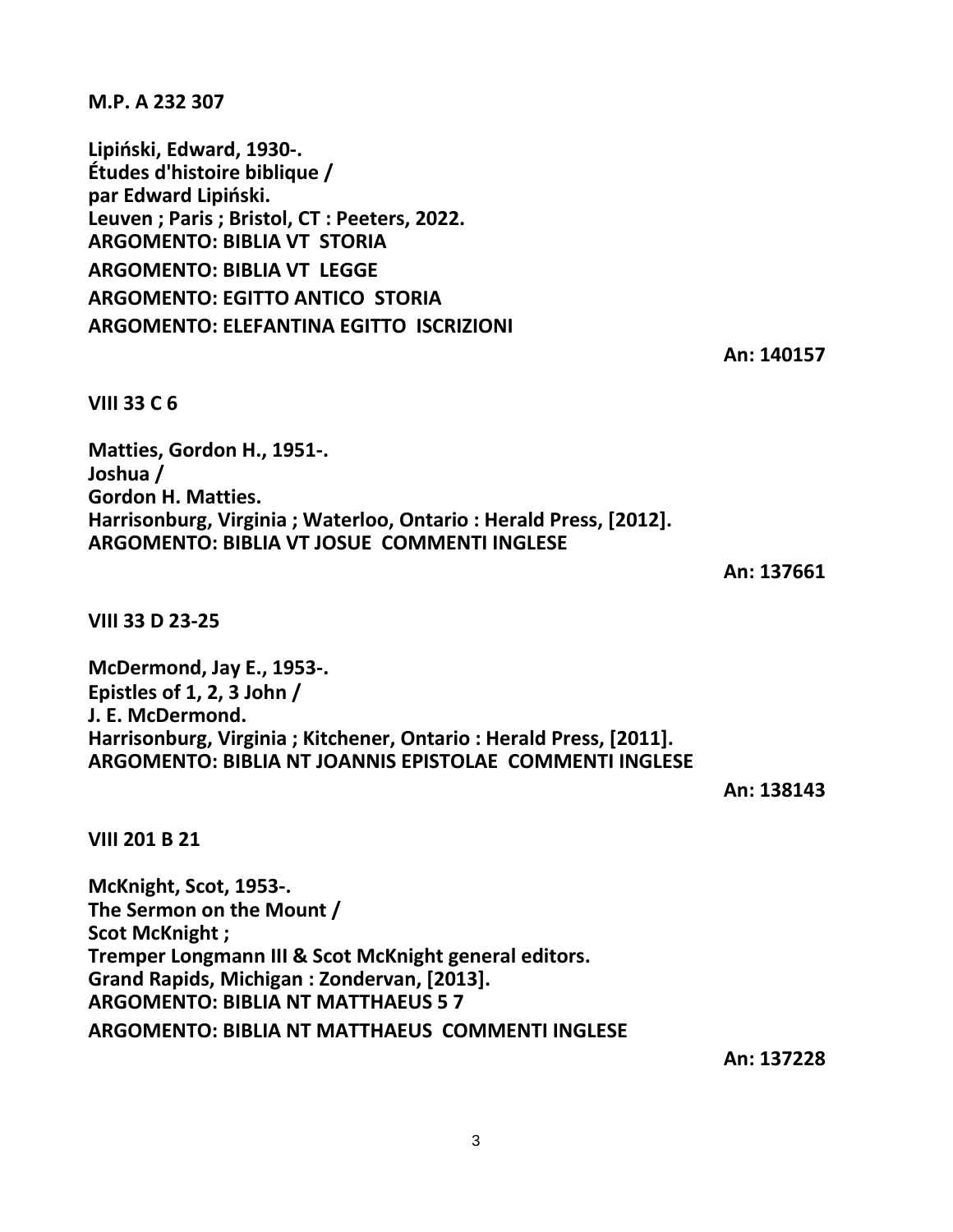**M.P. A 232 307**

**Lipiński, Edward, 1930-.**
**Études d'histoire biblique /**
**par Edward Lipiński.**
**Leuven ; Paris ; Bristol, CT : Peeters, 2022.**
**ARGOMENTO: BIBLIA VT STORIA**
**ARGOMENTO: BIBLIA VT LEGGE**
**ARGOMENTO: EGITTO ANTICO STORIA**
**ARGOMENTO: ELEFANTINA EGITTO ISCRIZIONI**

**An: 140157**

**VIII 33 C 6**

**Matties, Gordon H., 1951-.**
**Joshua /**
**Gordon H. Matties.**
**Harrisonburg, Virginia ; Waterloo, Ontario : Herald Press, [2012].**
**ARGOMENTO: BIBLIA VT JOSUE COMMENTI INGLESE**

**An: 137661**

**VIII 33 D 23-25**

**McDermond, Jay E., 1953-.**
**Epistles of 1, 2, 3 John /**
**J. E. McDermond.**
**Harrisonburg, Virginia ; Kitchener, Ontario : Herald Press, [2011].**
**ARGOMENTO: BIBLIA NT JOANNIS EPISTOLAE COMMENTI INGLESE**

**An: 138143**

**VIII 201 B 21**

**McKnight, Scot, 1953-.**
**The Sermon on the Mount /**
**Scot McKnight ;**
**Tremper Longmann III & Scot McKnight general editors.**
**Grand Rapids, Michigan : Zondervan, [2013].**
**ARGOMENTO: BIBLIA NT MATTHAEUS 5 7**
**ARGOMENTO: BIBLIA NT MATTHAEUS COMMENTI INGLESE**

**An: 137228**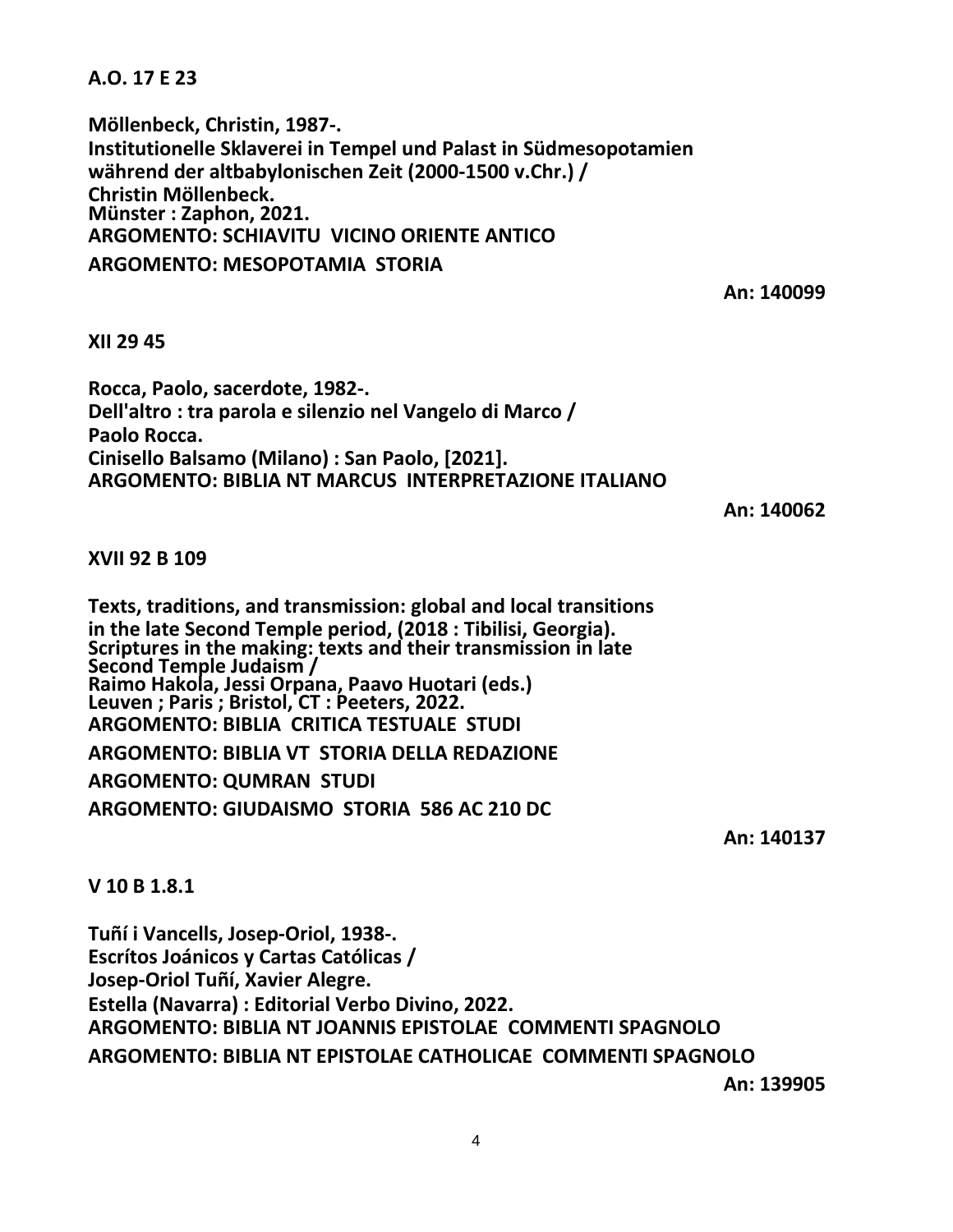**A.O. 17 E 23**

**Möllenbeck, Christin, 1987-.**
**Institutionelle Sklaverei in Tempel und Palast in Südmesopotamien während der altbabylonischen Zeit (2000-1500 v.Chr.) /**
**Christin Möllenbeck.**
**Münster : Zaphon, 2021.**
**ARGOMENTO: SCHIAVITU VICINO ORIENTE ANTICO**
**ARGOMENTO: MESOPOTAMIA STORIA**

**An: 140099**

**XII 29 45**

**Rocca, Paolo, sacerdote, 1982-.**
**Dell'altro : tra parola e silenzio nel Vangelo di Marco /**
**Paolo Rocca.**
**Cinisello Balsamo (Milano) : San Paolo, [2021].**
**ARGOMENTO: BIBLIA NT MARCUS INTERPRETAZIONE ITALIANO**

**An: 140062**

**XVII 92 B 109**

**Texts, traditions, and transmission: global and local transitions in the late Second Temple period, (2018 : Tibilisi, Georgia).**
**Scriptures in the making: texts and their transmission in late Second Temple Judaism /**
**Raimo Hakola, Jessi Orpana, Paavo Huotari (eds.)**
**Leuven ; Paris ; Bristol, CT : Peeters, 2022.**
**ARGOMENTO: BIBLIA CRITICA TESTUALE STUDI**
**ARGOMENTO: BIBLIA VT STORIA DELLA REDAZIONE**
**ARGOMENTO: QUMRAN STUDI**
**ARGOMENTO: GIUDAISMO STORIA 586 AC 210 DC**

**An: 140137**

**V 10 B 1.8.1**

**Tuñí i Vancells, Josep-Oriol, 1938-.**
**Escrítos Joánicos y Cartas Católicas /**
**Josep-Oriol Tuñí, Xavier Alegre.**
**Estella (Navarra) : Editorial Verbo Divino, 2022.**
**ARGOMENTO: BIBLIA NT JOANNIS EPISTOLAE COMMENTI SPAGNOLO**
**ARGOMENTO: BIBLIA NT EPISTOLAE CATHOLICAE COMMENTI SPAGNOLO**

**An: 139905**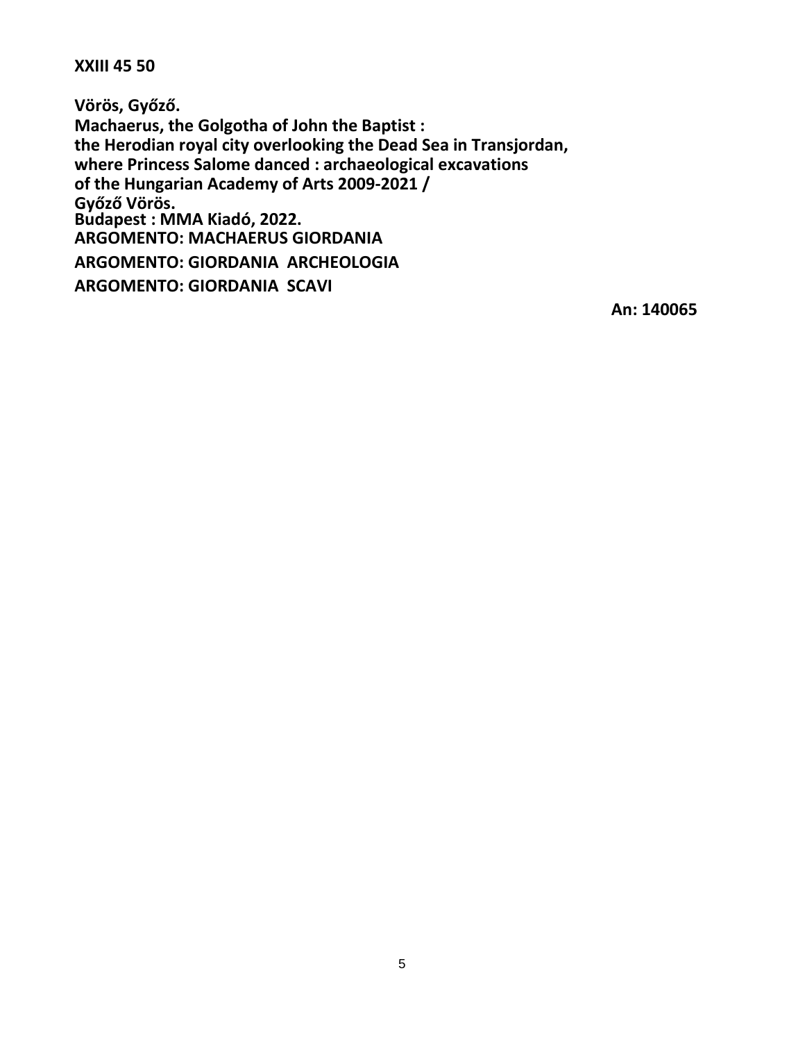**XXIII 45 50**

**Vörös, Győző.**
**Machaerus, the Golgotha of John the Baptist :**
**the Herodian royal city overlooking the Dead Sea in Transjordan,**
**where Princess Salome danced : archaeological excavations**
**of the Hungarian Academy of Arts 2009-2021 /**
**Győző Vörös.**
**Budapest : MMA Kiadó, 2022.**
**ARGOMENTO: MACHAERUS GIORDANIA**
**ARGOMENTO: GIORDANIA ARCHEOLOGIA**
**ARGOMENTO: GIORDANIA SCAVI**

**An: 140065**